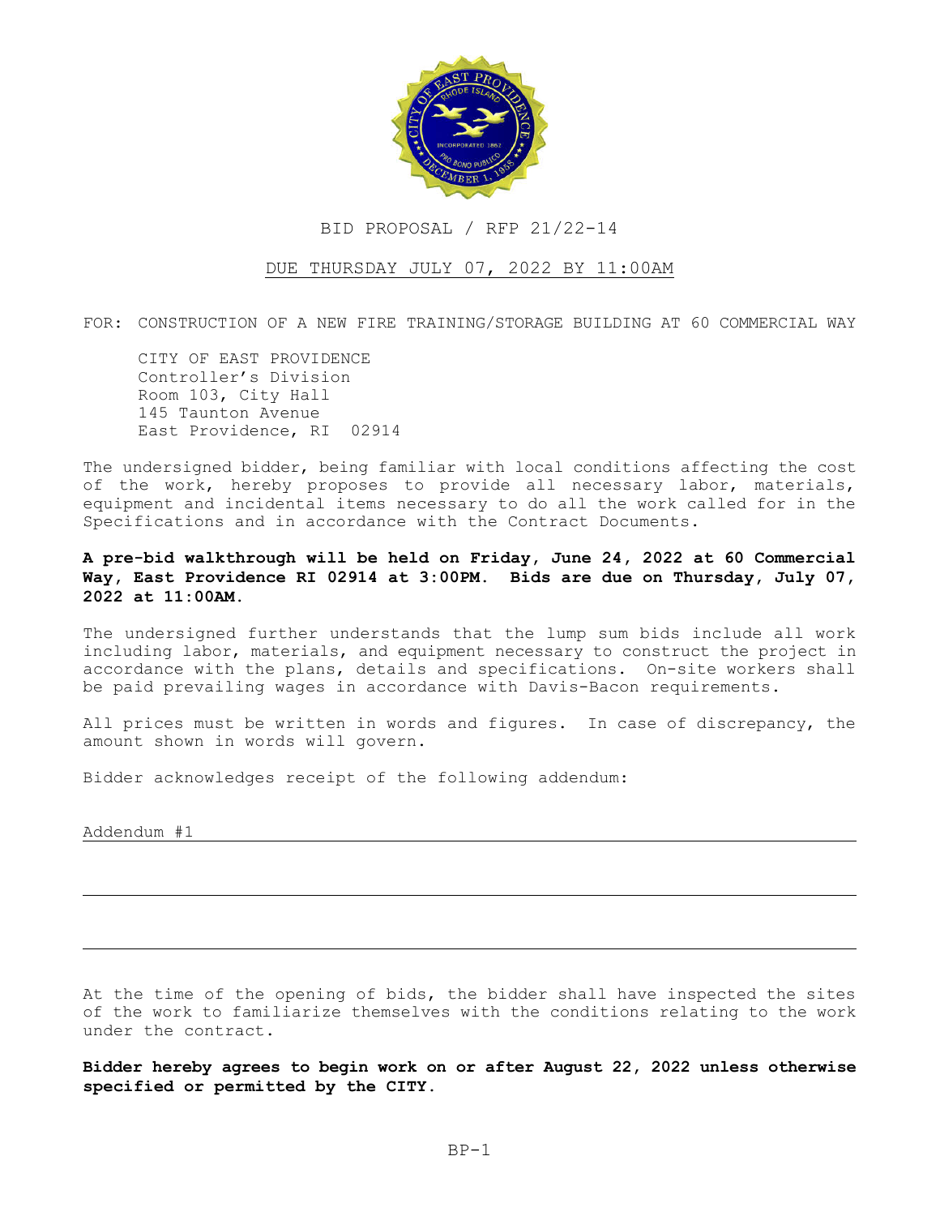# BID PROPOSAL / RFP 21/22-14

DUE THURSDAY JULY 07, 2022 BY 11:00AM

FOR: CONSTRUCTION OF A NEW FIRE TRAINING/STORAGE BUILDING AT 60 COMMERCIAL WAY

CITY OF EAST PROVIDENCE
Controller's Division
Room 103, City Hall
145 Taunton Avenue
East Providence, RI 02914

The undersigned bidder, being familiar with local conditions affecting the cost of the work, hereby proposes to provide all necessary labor, materials, equipment and incidental items necessary to do all the work called for in the Specifications and in accordance with the Contract Documents.

**A pre-bid walkthrough will be held on Friday, June 24, 2022 at 60 Commercial Way, East Providence RI 02914 at 3:00PM. Bids are due on Thursday, July 07, 2022 at 11:00AM.**

The undersigned further understands that the lump sum bids include all work including labor, materials, and equipment necessary to construct the project in accordance with the plans, details and specifications. On-site workers shall be paid prevailing wages in accordance with Davis-Bacon requirements.

All prices must be written in words and figures. In case of discrepancy, the amount shown in words will govern.

Bidder acknowledges receipt of the following addendum:

Addendum #1 ______________________________________________

__________________________________________________________

__________________________________________________________

At the time of the opening of bids, the bidder shall have inspected the sites of the work to familiarize themselves with the conditions relating to the work under the contract.

**Bidder hereby agrees to begin work on or after August 22, 2022 unless otherwise specified or permitted by the CITY.**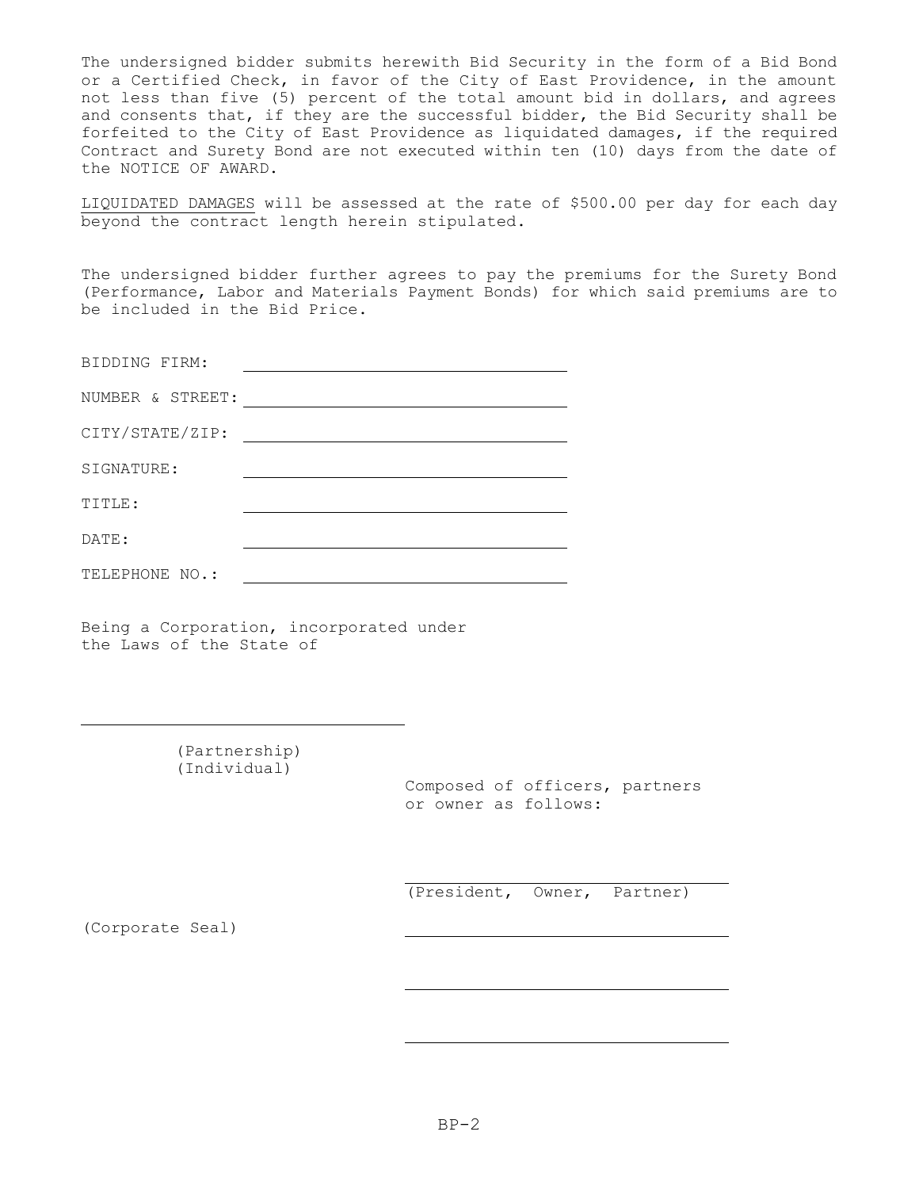The undersigned bidder submits herewith Bid Security in the form of a Bid Bond or a Certified Check, in favor of the City of East Providence, in the amount not less than five (5) percent of the total amount bid in dollars, and agrees and consents that, if they are the successful bidder, the Bid Security shall be forfeited to the City of East Providence as liquidated damages, if the required Contract and Surety Bond are not executed within ten (10) days from the date of the NOTICE OF AWARD.

LIQUIDATED DAMAGES will be assessed at the rate of $500.00 per day for each day beyond the contract length herein stipulated.

The undersigned bidder further agrees to pay the premiums for the Surety Bond (Performance, Labor and Materials Payment Bonds) for which said premiums are to be included in the Bid Price.

BIDDING FIRM: ______________________________

NUMBER & STREET: ______________________________

CITY/STATE/ZIP: ______________________________

SIGNATURE: ______________________________

TITLE: ______________________________

DATE: ______________________________

TELEPHONE NO.: ______________________________

Being a Corporation, incorporated under the Laws of the State of

______________________________

(Partnership)
(Individual)

Composed of officers, partners or owner as follows:

______________________________
(President, Owner, Partner)

(Corporate Seal)

______________________________

______________________________

______________________________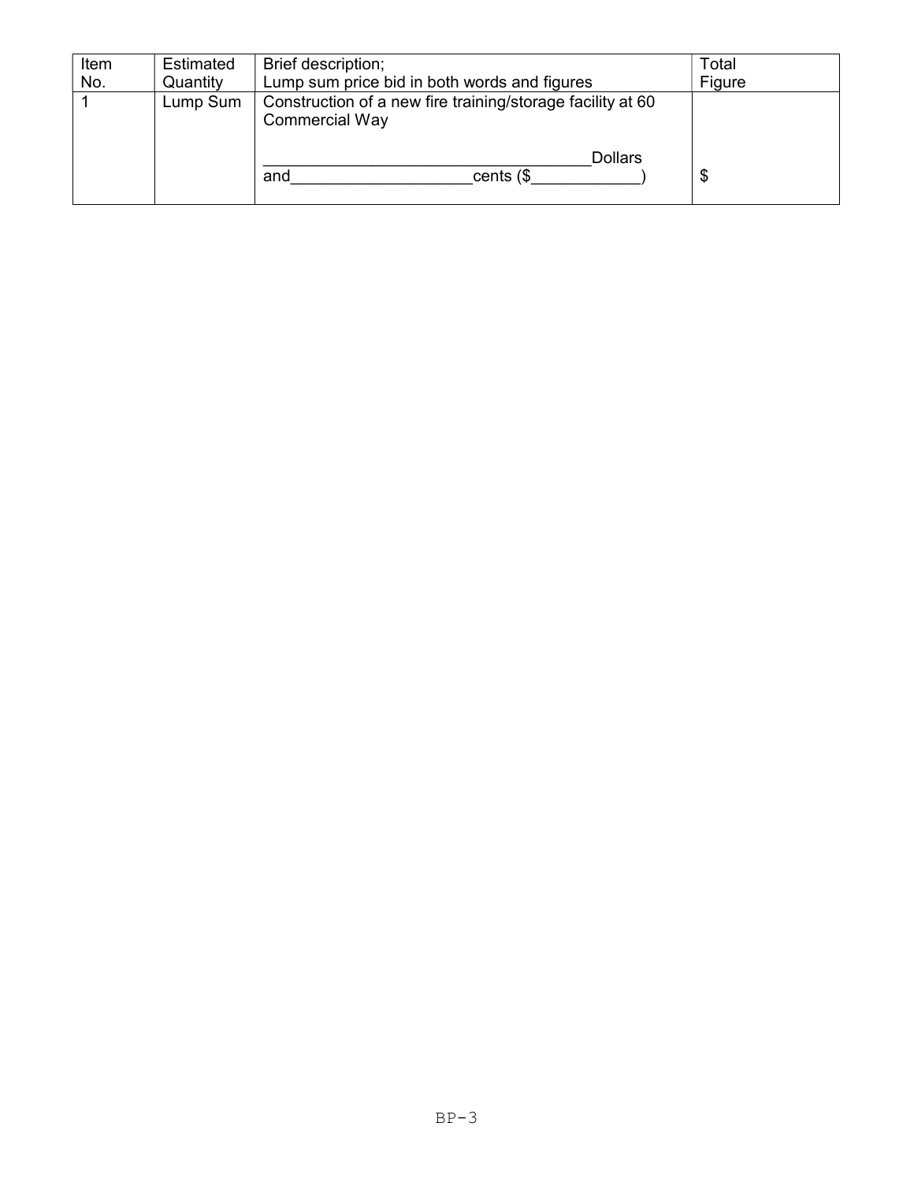| Item No. | Estimated Quantity | Brief description; Lump sum price bid in both words and figures | Total Figure |
|---|---|---|---|
| 1 | Lump Sum | Construction of a new fire training/storage facility at 60 Commercial Way<br><br>____________________________________Dollars<br>and____________________cents ($____________) | $ |